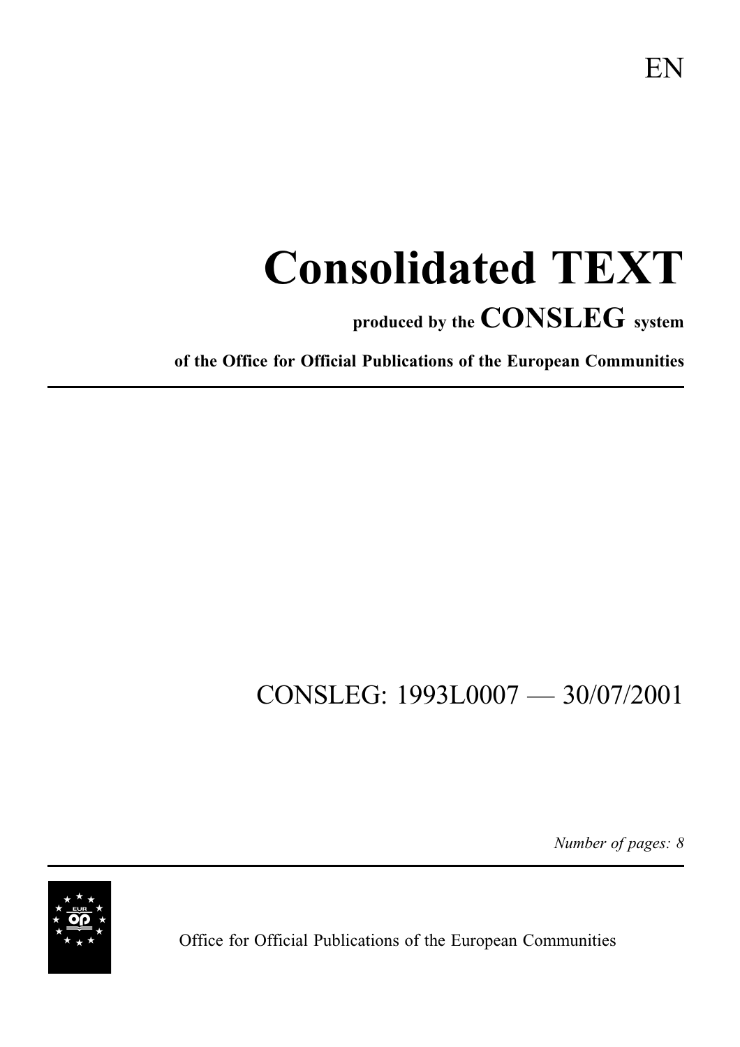EN

# Consolidated TEXT

**produced by the CONSLEG system**

**of the Office for Official Publications of the European Communities**

CONSLEG: 1993L0007 — 30/07/2001

*Number of pages: 8*

Office for Official Publications of the European Communities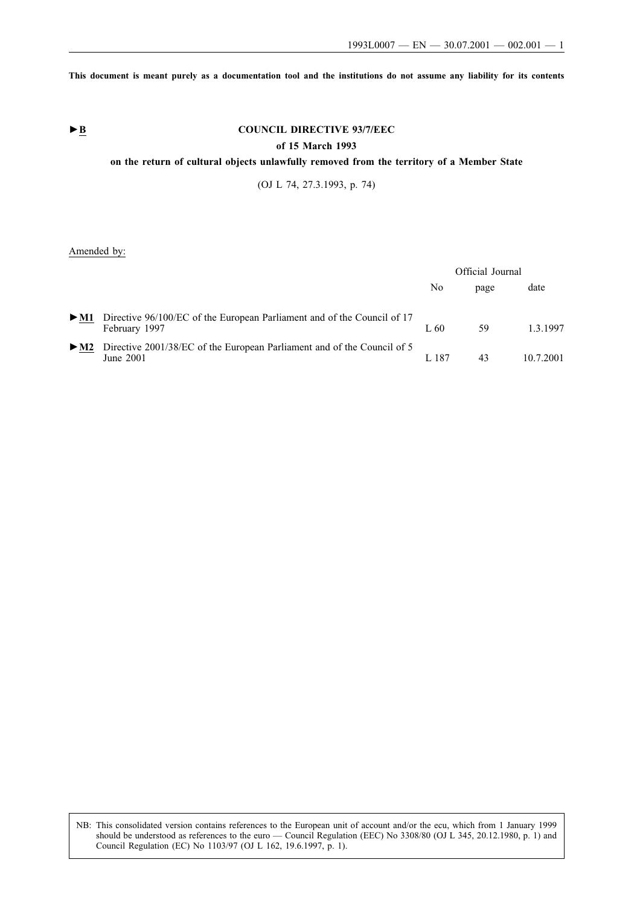**This document is meant purely as a documentation tool and the institutions do not assume any liability for its contents**

►B

# COUNCIL DIRECTIVE 93/7/EEC

## of 15 March 1993

## on the return of cultural objects unlawfully removed from the territory of a Member State

(OJ L 74, 27.3.1993, p. 74)

Amended by:

| | | Official Journal | | |
|---|---|---|---|---|
| | | No | page | date |
| ►M1 | Directive 96/100/EC of the European Parliament and of the Council of 17 February 1997 | L 60 | 59 | 1.3.1997 |
| ►M2 | Directive 2001/38/EC of the European Parliament and of the Council of 5 June 2001 | L 187 | 43 | 10.7.2001 |

NB: This consolidated version contains references to the European unit of account and/or the ecu, which from 1 January 1999 should be understood as references to the euro — Council Regulation (EEC) No 3308/80 (OJ L 345, 20.12.1980, p. 1) and Council Regulation (EC) No 1103/97 (OJ L 162, 19.6.1997, p. 1).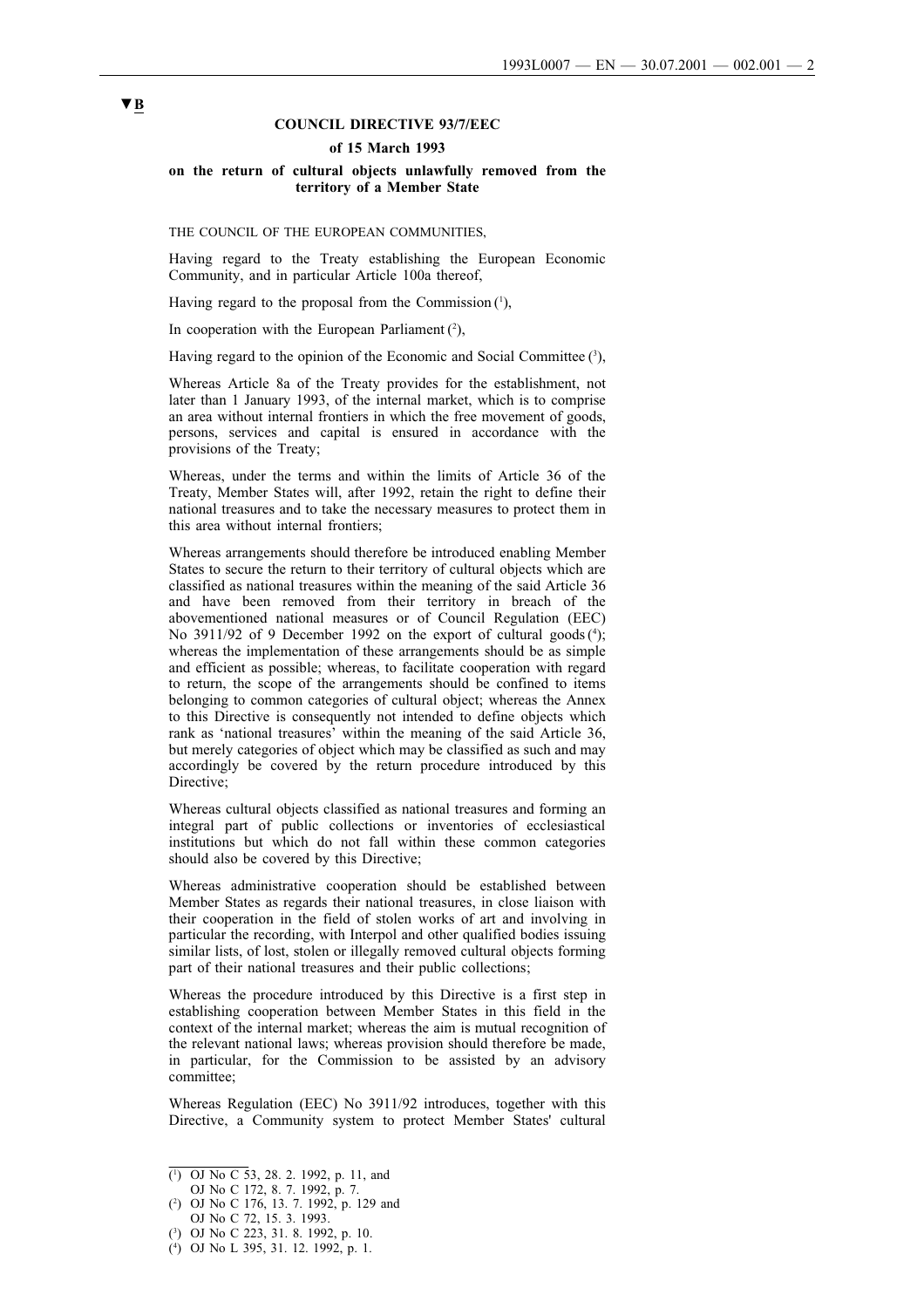▼B

**COUNCIL DIRECTIVE 93/7/EEC**

**of 15 March 1993**

**on the return of cultural objects unlawfully removed from the territory of a Member State**

THE COUNCIL OF THE EUROPEAN COMMUNITIES,

Having regard to the Treaty establishing the European Economic Community, and in particular Article 100a thereof,

Having regard to the proposal from the Commission [1],

In cooperation with the European Parliament [2],

Having regard to the opinion of the Economic and Social Committee [3],

Whereas Article 8a of the Treaty provides for the establishment, not later than 1 January 1993, of the internal market, which is to comprise an area without internal frontiers in which the free movement of goods, persons, services and capital is ensured in accordance with the provisions of the Treaty;

Whereas, under the terms and within the limits of Article 36 of the Treaty, Member States will, after 1992, retain the right to define their national treasures and to take the necessary measures to protect them in this area without internal frontiers;

Whereas arrangements should therefore be introduced enabling Member States to secure the return to their territory of cultural objects which are classified as national treasures within the meaning of the said Article 36 and have been removed from their territory in breach of the abovementioned national measures or of Council Regulation (EEC) No 3911/92 of 9 December 1992 on the export of cultural goods [4]; whereas the implementation of these arrangements should be as simple and efficient as possible; whereas, to facilitate cooperation with regard to return, the scope of the arrangements should be confined to items belonging to common categories of cultural object; whereas the Annex to this Directive is consequently not intended to define objects which rank as 'national treasures' within the meaning of the said Article 36, but merely categories of object which may be classified as such and may accordingly be covered by the return procedure introduced by this Directive;

Whereas cultural objects classified as national treasures and forming an integral part of public collections or inventories of ecclesiastical institutions but which do not fall within these common categories should also be covered by this Directive;

Whereas administrative cooperation should be established between Member States as regards their national treasures, in close liaison with their cooperation in the field of stolen works of art and involving in particular the recording, with Interpol and other qualified bodies issuing similar lists, of lost, stolen or illegally removed cultural objects forming part of their national treasures and their public collections;

Whereas the procedure introduced by this Directive is a first step in establishing cooperation between Member States in this field in the context of the internal market; whereas the aim is mutual recognition of the relevant national laws; whereas provision should therefore be made, in particular, for the Commission to be assisted by an advisory committee;

Whereas Regulation (EEC) No 3911/92 introduces, together with this Directive, a Community system to protect Member States' cultural

---

[1] OJ No C 53, 28. 2. 1992, p. 11, and OJ No C 172, 8. 7. 1992, p. 7.

[2] OJ No C 176, 13. 7. 1992, p. 129 and OJ No C 72, 15. 3. 1993.

[3] OJ No C 223, 31. 8. 1992, p. 10.

[4] OJ No L 395, 31. 12. 1992, p. 1.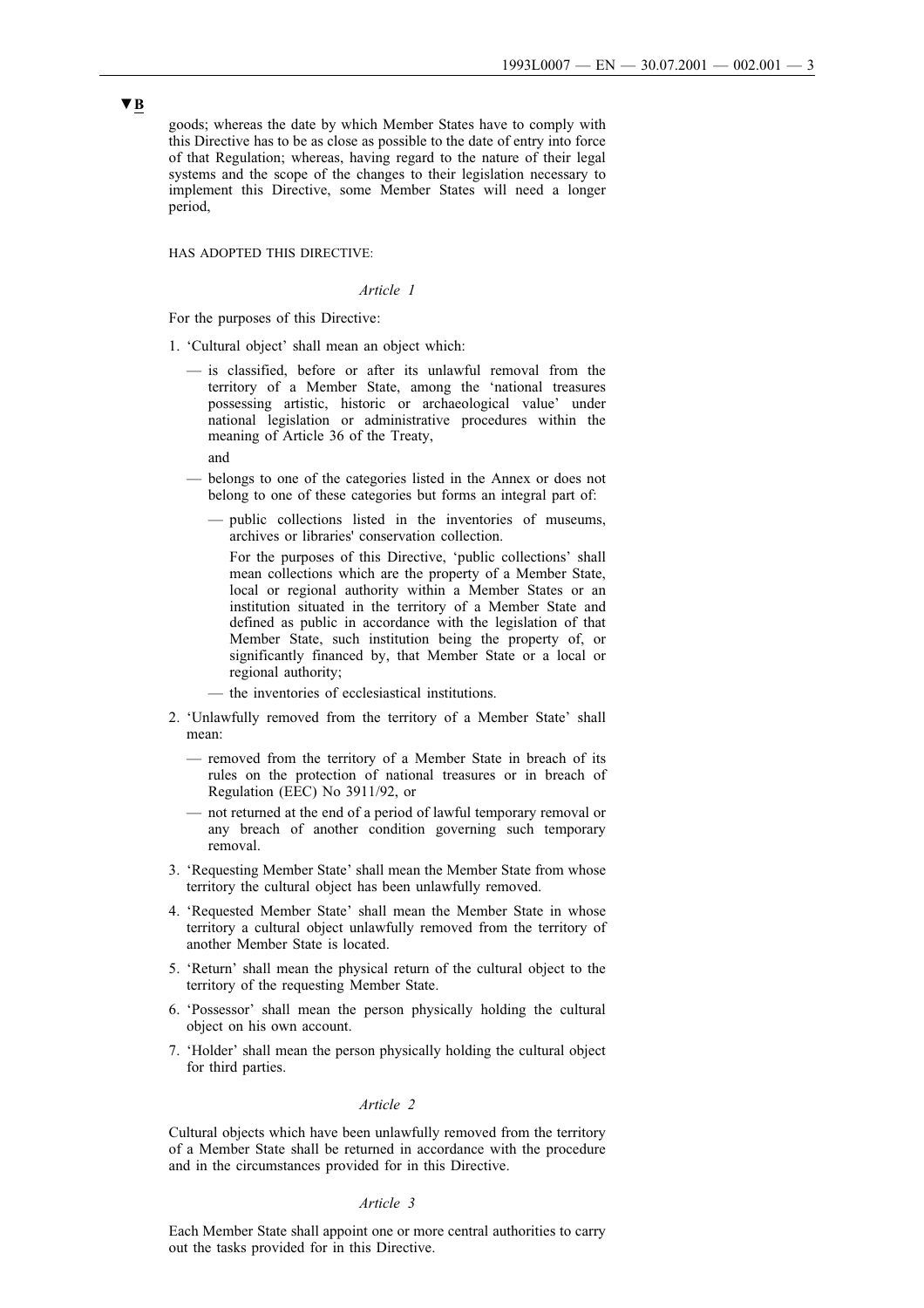▼B

goods; whereas the date by which Member States have to comply with this Directive has to be as close as possible to the date of entry into force of that Regulation; whereas, having regard to the nature of their legal systems and the scope of the changes to their legislation necessary to implement this Directive, some Member States will need a longer period,

HAS ADOPTED THIS DIRECTIVE:

*Article 1*

For the purposes of this Directive:

1. 'Cultural object' shall mean an object which:

   — is classified, before or after its unlawful removal from the territory of a Member State, among the 'national treasures possessing artistic, historic or archaeological value' under national legislation or administrative procedures within the meaning of Article 36 of the Treaty,

   and

   — belongs to one of the categories listed in the Annex or does not belong to one of these categories but forms an integral part of:

     — public collections listed in the inventories of museums, archives or libraries' conservation collection.

       For the purposes of this Directive, 'public collections' shall mean collections which are the property of a Member State, local or regional authority within a Member States or an institution situated in the territory of a Member State and defined as public in accordance with the legislation of that Member State, such institution being the property of, or significantly financed by, that Member State or a local or regional authority;

     — the inventories of ecclesiastical institutions.

2. 'Unlawfully removed from the territory of a Member State' shall mean:

   — removed from the territory of a Member State in breach of its rules on the protection of national treasures or in breach of Regulation (EEC) No 3911/92, or

   — not returned at the end of a period of lawful temporary removal or any breach of another condition governing such temporary removal.

3. 'Requesting Member State' shall mean the Member State from whose territory the cultural object has been unlawfully removed.

4. 'Requested Member State' shall mean the Member State in whose territory a cultural object unlawfully removed from the territory of another Member State is located.

5. 'Return' shall mean the physical return of the cultural object to the territory of the requesting Member State.

6. 'Possessor' shall mean the person physically holding the cultural object on his own account.

7. 'Holder' shall mean the person physically holding the cultural object for third parties.

*Article 2*

Cultural objects which have been unlawfully removed from the territory of a Member State shall be returned in accordance with the procedure and in the circumstances provided for in this Directive.

*Article 3*

Each Member State shall appoint one or more central authorities to carry out the tasks provided for in this Directive.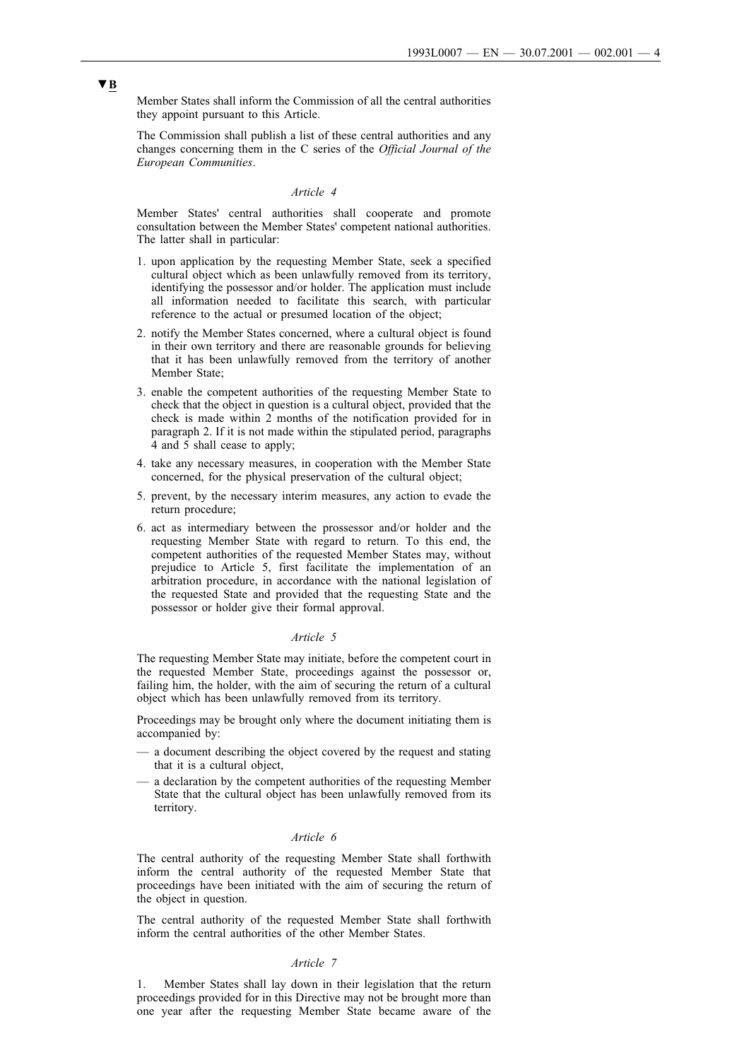▼B

Member States shall inform the Commission of all the central authorities they appoint pursuant to this Article.

The Commission shall publish a list of these central authorities and any changes concerning them in the C series of the *Official Journal of the European Communities*.

*Article 4*

Member States' central authorities shall cooperate and promote consultation between the Member States' competent national authorities. The latter shall in particular:

1. upon application by the requesting Member State, seek a specified cultural object which as been unlawfully removed from its territory, identifying the possessor and/or holder. The application must include all information needed to facilitate this search, with particular reference to the actual or presumed location of the object;
2. notify the Member States concerned, where a cultural object is found in their own territory and there are reasonable grounds for believing that it has been unlawfully removed from the territory of another Member State;
3. enable the competent authorities of the requesting Member State to check that the object in question is a cultural object, provided that the check is made within 2 months of the notification provided for in paragraph 2. If it is not made within the stipulated period, paragraphs 4 and 5 shall cease to apply;
4. take any necessary measures, in cooperation with the Member State concerned, for the physical preservation of the cultural object;
5. prevent, by the necessary interim measures, any action to evade the return procedure;
6. act as intermediary between the prossessor and/or holder and the requesting Member State with regard to return. To this end, the competent authorities of the requested Member States may, without prejudice to Article 5, first facilitate the implementation of an arbitration procedure, in accordance with the national legislation of the requested State and provided that the requesting State and the possessor or holder give their formal approval.

*Article 5*

The requesting Member State may initiate, before the competent court in the requested Member State, proceedings against the possessor or, failing him, the holder, with the aim of securing the return of a cultural object which has been unlawfully removed from its territory.

Proceedings may be brought only where the document initiating them is accompanied by:

— a document describing the object covered by the request and stating that it is a cultural object,
— a declaration by the competent authorities of the requesting Member State that the cultural object has been unlawfully removed from its territory.

*Article 6*

The central authority of the requesting Member State shall forthwith inform the central authority of the requested Member State that proceedings have been initiated with the aim of securing the return of the object in question.

The central authority of the requested Member State shall forthwith inform the central authorities of the other Member States.

*Article 7*

1. Member States shall lay down in their legislation that the return proceedings provided for in this Directive may not be brought more than one year after the requesting Member State became aware of the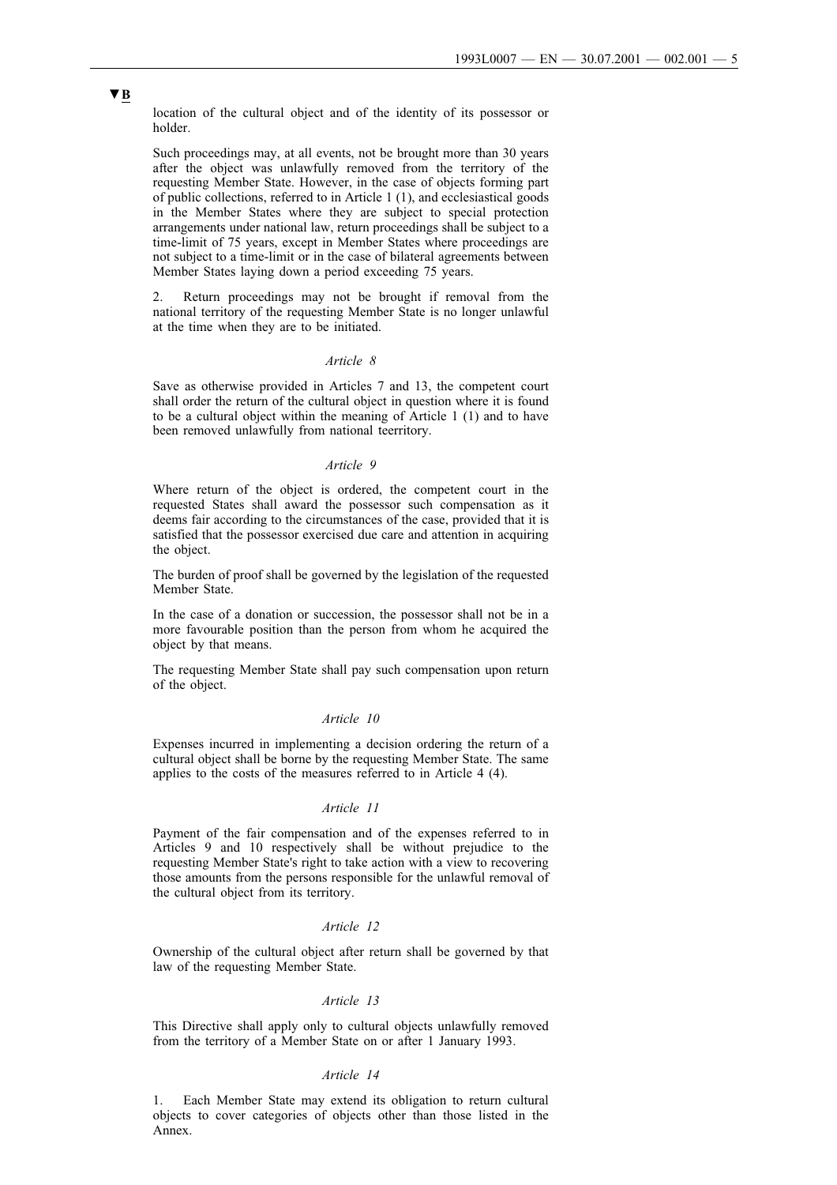▼B

location of the cultural object and of the identity of its possessor or holder.

Such proceedings may, at all events, not be brought more than 30 years after the object was unlawfully removed from the territory of the requesting Member State. However, in the case of objects forming part of public collections, referred to in Article 1 (1), and ecclesiastical goods in the Member States where they are subject to special protection arrangements under national law, return proceedings shall be subject to a time-limit of 75 years, except in Member States where proceedings are not subject to a time-limit or in the case of bilateral agreements between Member States laying down a period exceeding 75 years.

2. Return proceedings may not be brought if removal from the national territory of the requesting Member State is no longer unlawful at the time when they are to be initiated.

*Article 8*

Save as otherwise provided in Articles 7 and 13, the competent court shall order the return of the cultural object in question where it is found to be a cultural object within the meaning of Article 1 (1) and to have been removed unlawfully from national teerritory.

*Article 9*

Where return of the object is ordered, the competent court in the requested States shall award the possessor such compensation as it deems fair according to the circumstances of the case, provided that it is satisfied that the possessor exercised due care and attention in acquiring the object.

The burden of proof shall be governed by the legislation of the requested Member State.

In the case of a donation or succession, the possessor shall not be in a more favourable position than the person from whom he acquired the object by that means.

The requesting Member State shall pay such compensation upon return of the object.

*Article 10*

Expenses incurred in implementing a decision ordering the return of a cultural object shall be borne by the requesting Member State. The same applies to the costs of the measures referred to in Article 4 (4).

*Article 11*

Payment of the fair compensation and of the expenses referred to in Articles 9 and 10 respectively shall be without prejudice to the requesting Member State's right to take action with a view to recovering those amounts from the persons responsible for the unlawful removal of the cultural object from its territory.

*Article 12*

Ownership of the cultural object after return shall be governed by that law of the requesting Member State.

*Article 13*

This Directive shall apply only to cultural objects unlawfully removed from the territory of a Member State on or after 1 January 1993.

*Article 14*

1. Each Member State may extend its obligation to return cultural objects to cover categories of objects other than those listed in the Annex.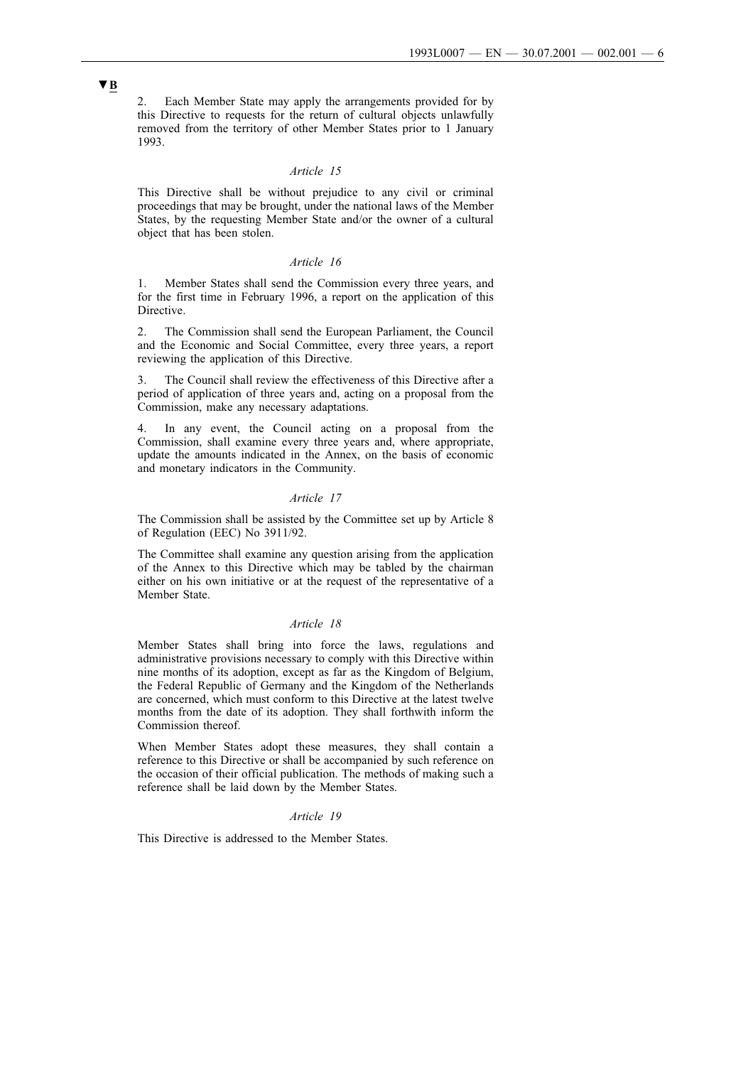▼B

2. Each Member State may apply the arrangements provided for by this Directive to requests for the return of cultural objects unlawfully removed from the territory of other Member States prior to 1 January 1993.

*Article 15*

This Directive shall be without prejudice to any civil or criminal proceedings that may be brought, under the national laws of the Member States, by the requesting Member State and/or the owner of a cultural object that has been stolen.

*Article 16*

1. Member States shall send the Commission every three years, and for the first time in February 1996, a report on the application of this Directive.

2. The Commission shall send the European Parliament, the Council and the Economic and Social Committee, every three years, a report reviewing the application of this Directive.

3. The Council shall review the effectiveness of this Directive after a period of application of three years and, acting on a proposal from the Commission, make any necessary adaptations.

4. In any event, the Council acting on a proposal from the Commission, shall examine every three years and, where appropriate, update the amounts indicated in the Annex, on the basis of economic and monetary indicators in the Community.

*Article 17*

The Commission shall be assisted by the Committee set up by Article 8 of Regulation (EEC) No 3911/92.

The Committee shall examine any question arising from the application of the Annex to this Directive which may be tabled by the chairman either on his own initiative or at the request of the representative of a Member State.

*Article 18*

Member States shall bring into force the laws, regulations and administrative provisions necessary to comply with this Directive within nine months of its adoption, except as far as the Kingdom of Belgium, the Federal Republic of Germany and the Kingdom of the Netherlands are concerned, which must conform to this Directive at the latest twelve months from the date of its adoption. They shall forthwith inform the Commission thereof.

When Member States adopt these measures, they shall contain a reference to this Directive or shall be accompanied by such reference on the occasion of their official publication. The methods of making such a reference shall be laid down by the Member States.

*Article 19*

This Directive is addressed to the Member States.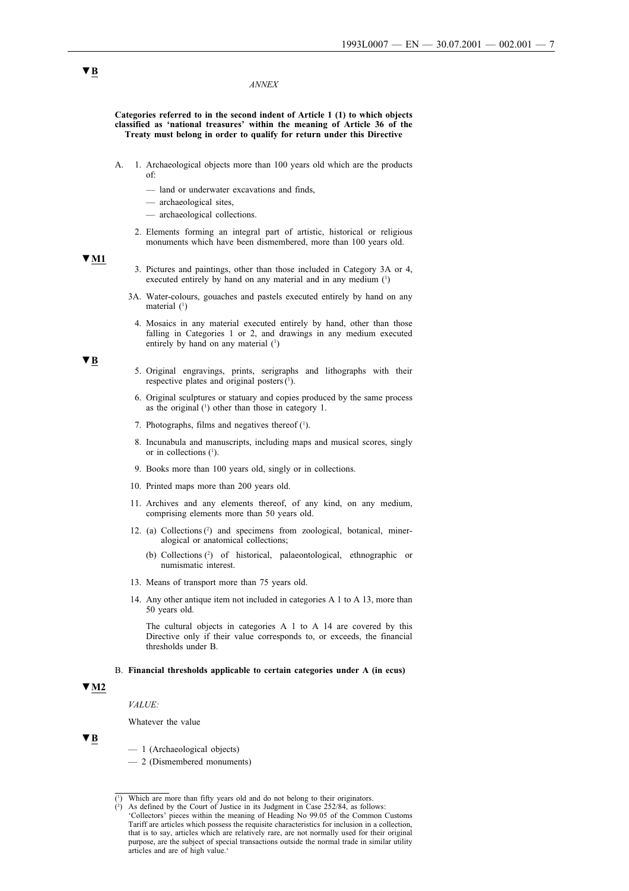▼B

*ANNEX*

**Categories referred to in the second indent of Article 1 (1) to which objects classified as 'national treasures' within the meaning of Article 36 of the Treaty must belong in order to qualify for return under this Directive**

A. 1. Archaeological objects more than 100 years old which are the products of:

— land or underwater excavations and finds,

— archaeological sites,

— archaeological collections.

2. Elements forming an integral part of artistic, historical or religious monuments which have been dismembered, more than 100 years old.

▼M1

3. Pictures and paintings, other than those included in Category 3A or 4, executed entirely by hand on any material and in any medium [1]

3A. Water-colours, gouaches and pastels executed entirely by hand on any material [1]

4. Mosaics in any material executed entirely by hand, other than those falling in Categories 1 or 2, and drawings in any medium executed entirely by hand on any material [1]

▼B

5. Original engravings, prints, serigraphs and lithographs with their respective plates and original posters [1].

6. Original sculptures or statuary and copies produced by the same process as the original [1] other than those in category 1.

7. Photographs, films and negatives thereof [1].

8. Incunabula and manuscripts, including maps and musical scores, singly or in collections [1].

9. Books more than 100 years old, singly or in collections.

10. Printed maps more than 200 years old.

11. Archives and any elements thereof, of any kind, on any medium, comprising elements more than 50 years old.

12. (a) Collections [2] and specimens from zoological, botanical, mineralogical or anatomical collections;

(b) Collections [2] of historical, palaeontological, ethnographic or numismatic interest.

13. Means of transport more than 75 years old.

14. Any other antique item not included in categories A 1 to A 13, more than 50 years old.

The cultural objects in categories A 1 to A 14 are covered by this Directive only if their value corresponds to, or exceeds, the financial thresholds under B.

B. **Financial thresholds applicable to certain categories under A (in ecus)**

▼M2

*VALUE:*

Whatever the value

▼B

— 1 (Archaeological objects)

— 2 (Dismembered monuments)

---

[1] Which are more than fifty years old and do not belong to their originators.

[2] As defined by the Court of Justice in its Judgment in Case 252/84, as follows: 'Collectors' pieces within the meaning of Heading No 99.05 of the Common Customs Tariff are articles which possess the requisite characteristics for inclusion in a collection, that is to say, articles which are relatively rare, are not normally used for their original purpose, are the subject of special transactions outside the normal trade in similar utility articles and are of high value.'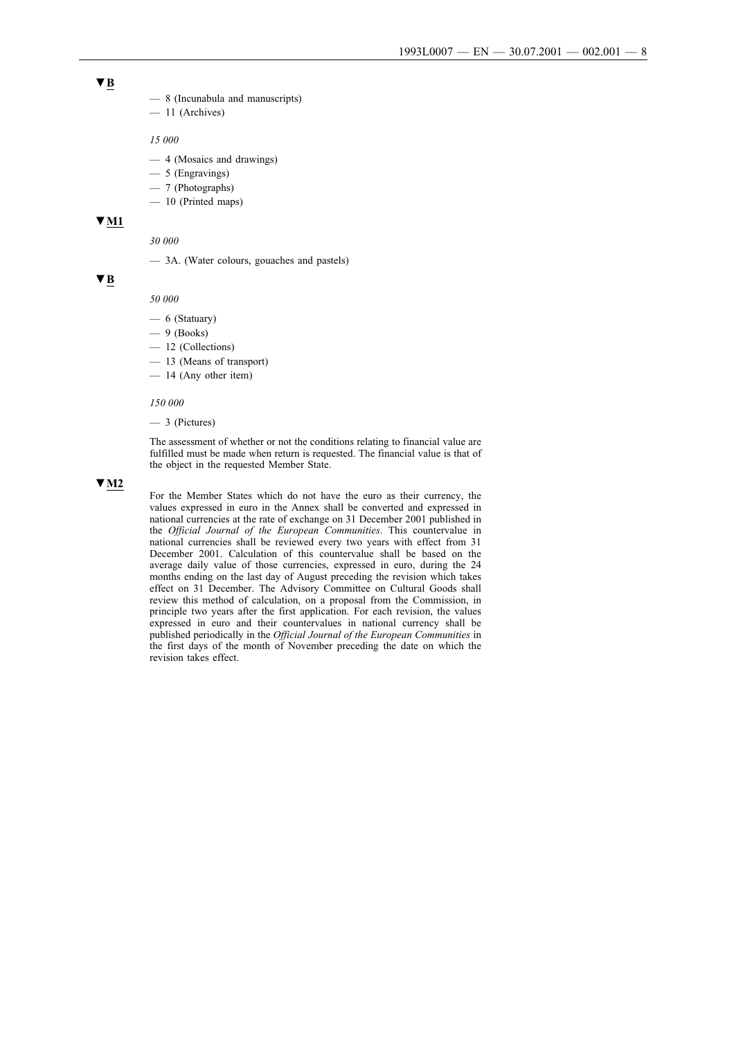▼B

— 8 (Incunabula and manuscripts)
— 11 (Archives)

*15 000*

— 4 (Mosaics and drawings)
— 5 (Engravings)
— 7 (Photographs)
— 10 (Printed maps)

▼M1

*30 000*

— 3A. (Water colours, gouaches and pastels)

▼B

*50 000*

— 6 (Statuary)
— 9 (Books)
— 12 (Collections)
— 13 (Means of transport)
— 14 (Any other item)

*150 000*

— 3 (Pictures)

The assessment of whether or not the conditions relating to financial value are fulfilled must be made when return is requested. The financial value is that of the object in the requested Member State.

▼M2

For the Member States which do not have the euro as their currency, the values expressed in euro in the Annex shall be converted and expressed in national currencies at the rate of exchange on 31 December 2001 published in the *Official Journal of the European Communities*. This countervalue in national currencies shall be reviewed every two years with effect from 31 December 2001. Calculation of this countervalue shall be based on the average daily value of those currencies, expressed in euro, during the 24 months ending on the last day of August preceding the revision which takes effect on 31 December. The Advisory Committee on Cultural Goods shall review this method of calculation, on a proposal from the Commission, in principle two years after the first application. For each revision, the values expressed in euro and their countervalues in national currency shall be published periodically in the *Official Journal of the European Communities* in the first days of the month of November preceding the date on which the revision takes effect.